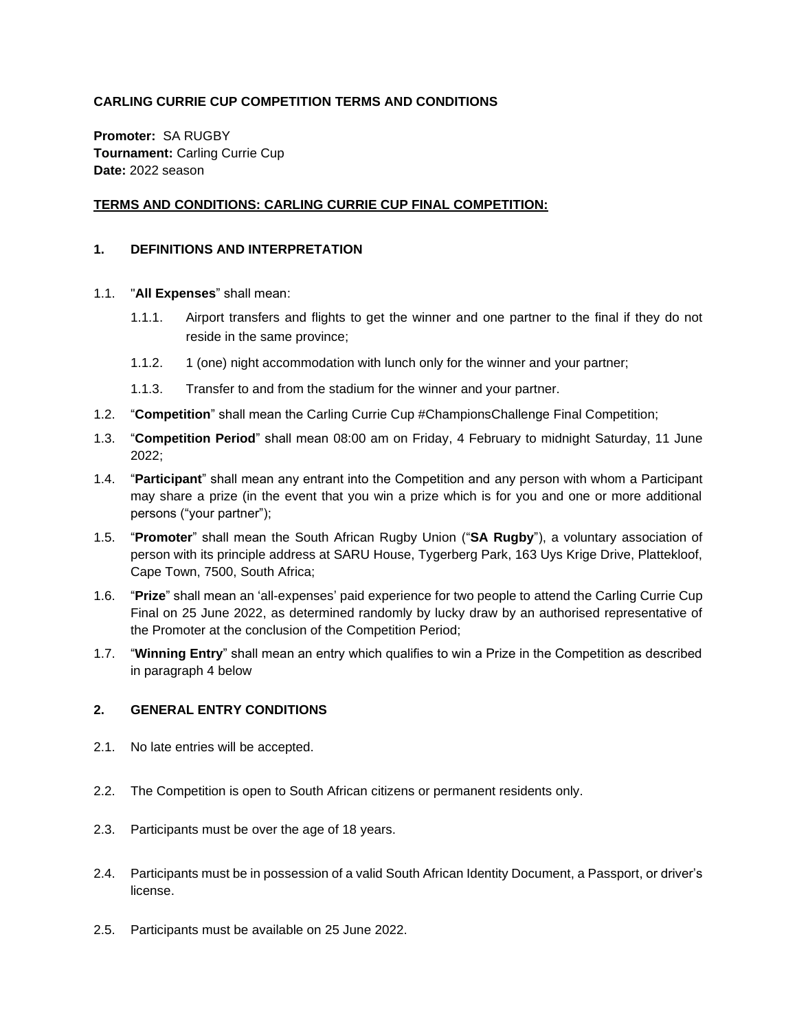**CARLING CURRIE CUP COMPETITION TERMS AND CONDITIONS**

**Promoter:** SA RUGBY
**Tournament:** Carling Currie Cup
**Date:** 2022 season

**TERMS AND CONDITIONS: CARLING CURRIE CUP FINAL COMPETITION:**

## 1. DEFINITIONS AND INTERPRETATION

1.1. "**All Expenses**" shall mean:

1.1.1. Airport transfers and flights to get the winner and one partner to the final if they do not reside in the same province;

1.1.2. 1 (one) night accommodation with lunch only for the winner and your partner;

1.1.3. Transfer to and from the stadium for the winner and your partner.

1.2. "**Competition**" shall mean the Carling Currie Cup #ChampionsChallenge Final Competition;

1.3. "**Competition Period**" shall mean 08:00 am on Friday, 4 February to midnight Saturday, 11 June 2022;

1.4. "**Participant**" shall mean any entrant into the Competition and any person with whom a Participant may share a prize (in the event that you win a prize which is for you and one or more additional persons ("your partner");

1.5. "**Promoter**" shall mean the South African Rugby Union ("**SA Rugby**"), a voluntary association of person with its principle address at SARU House, Tygerberg Park, 163 Uys Krige Drive, Plattekloof, Cape Town, 7500, South Africa;

1.6. "**Prize**" shall mean an 'all-expenses' paid experience for two people to attend the Carling Currie Cup Final on 25 June 2022, as determined randomly by lucky draw by an authorised representative of the Promoter at the conclusion of the Competition Period;

1.7. "**Winning Entry**" shall mean an entry which qualifies to win a Prize in the Competition as described in paragraph 4 below

## 2. GENERAL ENTRY CONDITIONS

2.1. No late entries will be accepted.

2.2. The Competition is open to South African citizens or permanent residents only.

2.3. Participants must be over the age of 18 years.

2.4. Participants must be in possession of a valid South African Identity Document, a Passport, or driver's license.

2.5. Participants must be available on 25 June 2022.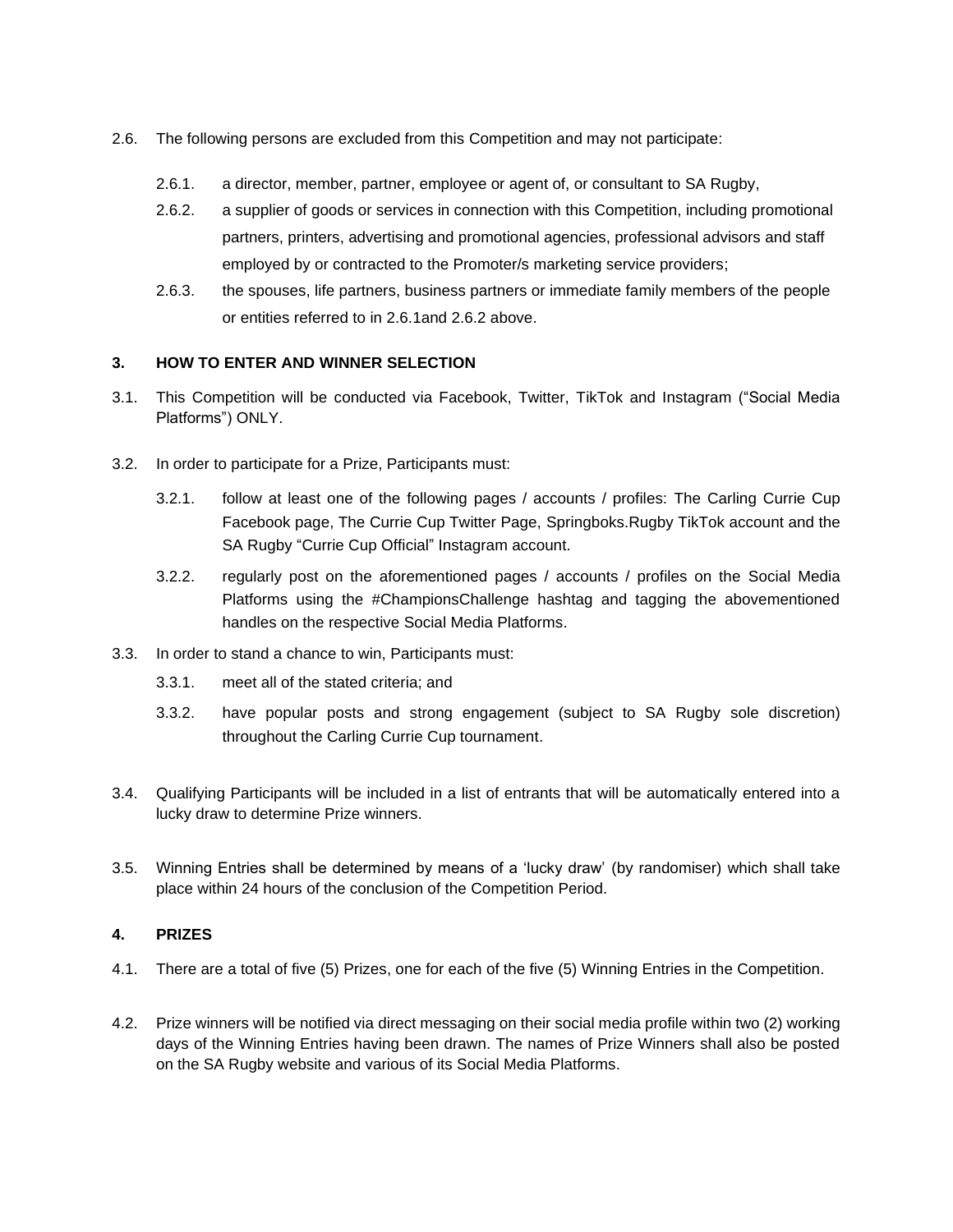2.6. The following persons are excluded from this Competition and may not participate:

2.6.1. a director, member, partner, employee or agent of, or consultant to SA Rugby,

2.6.2. a supplier of goods or services in connection with this Competition, including promotional partners, printers, advertising and promotional agencies, professional advisors and staff employed by or contracted to the Promoter/s marketing service providers;

2.6.3. the spouses, life partners, business partners or immediate family members of the people or entities referred to in 2.6.1and 2.6.2 above.

## 3. HOW TO ENTER AND WINNER SELECTION

3.1. This Competition will be conducted via Facebook, Twitter, TikTok and Instagram ("Social Media Platforms") ONLY.

3.2. In order to participate for a Prize, Participants must:

3.2.1. follow at least one of the following pages / accounts / profiles: The Carling Currie Cup Facebook page, The Currie Cup Twitter Page, Springboks.Rugby TikTok account and the SA Rugby "Currie Cup Official" Instagram account.

3.2.2. regularly post on the aforementioned pages / accounts / profiles on the Social Media Platforms using the #ChampionsChallenge hashtag and tagging the abovementioned handles on the respective Social Media Platforms.

3.3. In order to stand a chance to win, Participants must:

3.3.1. meet all of the stated criteria; and

3.3.2. have popular posts and strong engagement (subject to SA Rugby sole discretion) throughout the Carling Currie Cup tournament.

3.4. Qualifying Participants will be included in a list of entrants that will be automatically entered into a lucky draw to determine Prize winners.

3.5. Winning Entries shall be determined by means of a 'lucky draw' (by randomiser) which shall take place within 24 hours of the conclusion of the Competition Period.

## 4. PRIZES

4.1. There are a total of five (5) Prizes, one for each of the five (5) Winning Entries in the Competition.

4.2. Prize winners will be notified via direct messaging on their social media profile within two (2) working days of the Winning Entries having been drawn. The names of Prize Winners shall also be posted on the SA Rugby website and various of its Social Media Platforms.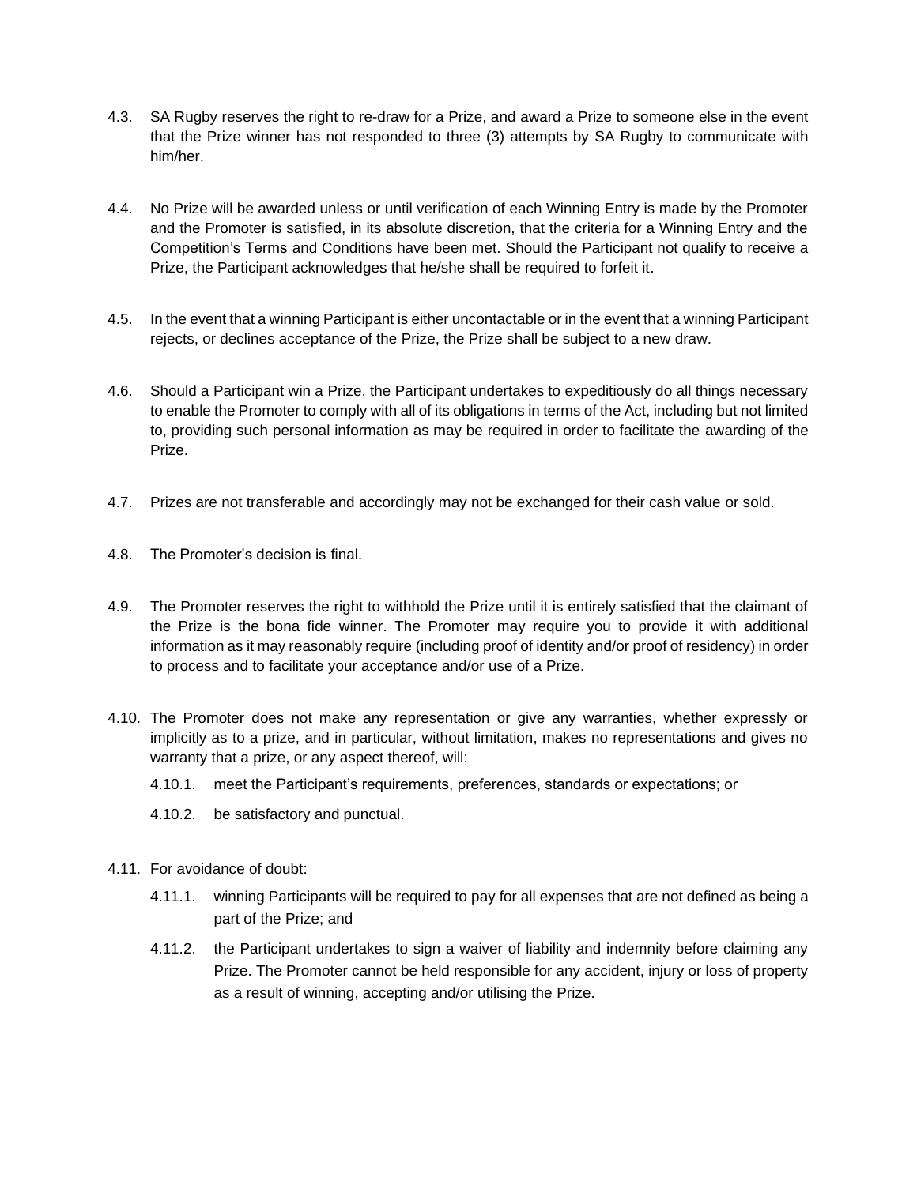4.3. SA Rugby reserves the right to re-draw for a Prize, and award a Prize to someone else in the event that the Prize winner has not responded to three (3) attempts by SA Rugby to communicate with him/her.

4.4. No Prize will be awarded unless or until verification of each Winning Entry is made by the Promoter and the Promoter is satisfied, in its absolute discretion, that the criteria for a Winning Entry and the Competition's Terms and Conditions have been met. Should the Participant not qualify to receive a Prize, the Participant acknowledges that he/she shall be required to forfeit it.

4.5. In the event that a winning Participant is either uncontactable or in the event that a winning Participant rejects, or declines acceptance of the Prize, the Prize shall be subject to a new draw.

4.6. Should a Participant win a Prize, the Participant undertakes to expeditiously do all things necessary to enable the Promoter to comply with all of its obligations in terms of the Act, including but not limited to, providing such personal information as may be required in order to facilitate the awarding of the Prize.

4.7. Prizes are not transferable and accordingly may not be exchanged for their cash value or sold.

4.8. The Promoter's decision is final.

4.9. The Promoter reserves the right to withhold the Prize until it is entirely satisfied that the claimant of the Prize is the bona fide winner. The Promoter may require you to provide it with additional information as it may reasonably require (including proof of identity and/or proof of residency) in order to process and to facilitate your acceptance and/or use of a Prize.

4.10. The Promoter does not make any representation or give any warranties, whether expressly or implicitly as to a prize, and in particular, without limitation, makes no representations and gives no warranty that a prize, or any aspect thereof, will:

- 4.10.1. meet the Participant's requirements, preferences, standards or expectations; or
- 4.10.2. be satisfactory and punctual.

4.11. For avoidance of doubt:

- 4.11.1. winning Participants will be required to pay for all expenses that are not defined as being a part of the Prize; and
- 4.11.2. the Participant undertakes to sign a waiver of liability and indemnity before claiming any Prize. The Promoter cannot be held responsible for any accident, injury or loss of property as a result of winning, accepting and/or utilising the Prize.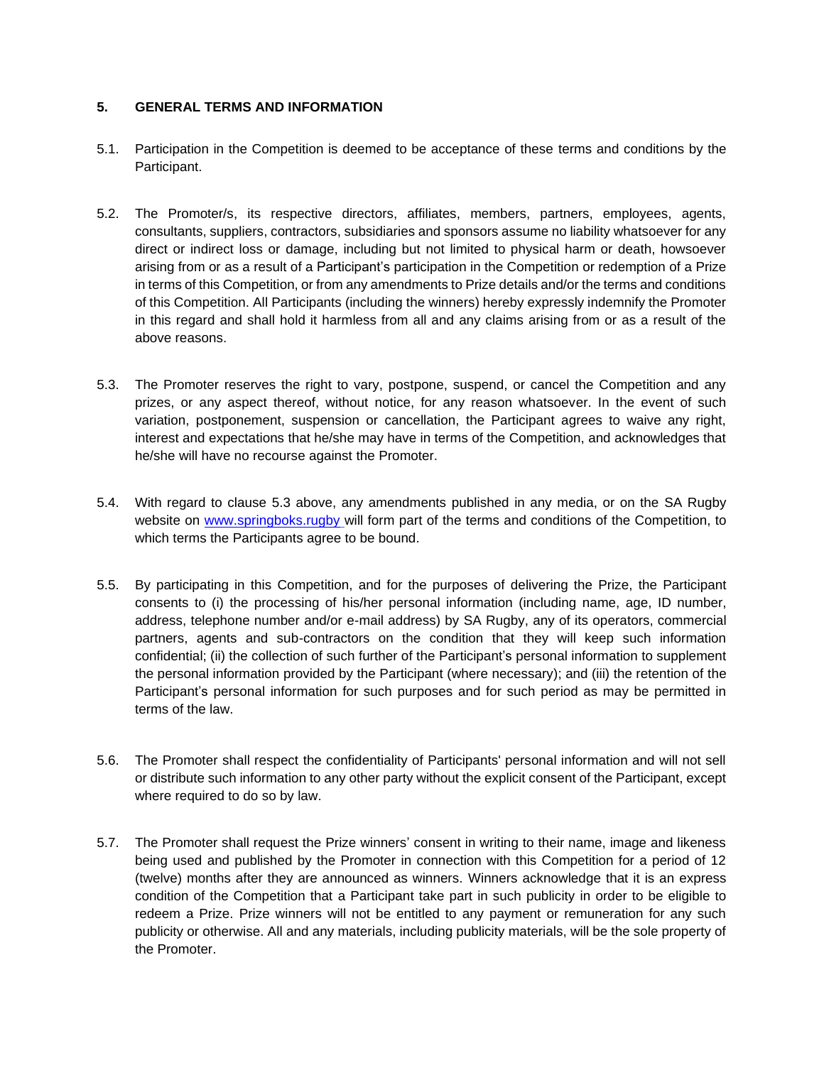## 5. GENERAL TERMS AND INFORMATION

5.1. Participation in the Competition is deemed to be acceptance of these terms and conditions by the Participant.

5.2. The Promoter/s, its respective directors, affiliates, members, partners, employees, agents, consultants, suppliers, contractors, subsidiaries and sponsors assume no liability whatsoever for any direct or indirect loss or damage, including but not limited to physical harm or death, howsoever arising from or as a result of a Participant's participation in the Competition or redemption of a Prize in terms of this Competition, or from any amendments to Prize details and/or the terms and conditions of this Competition. All Participants (including the winners) hereby expressly indemnify the Promoter in this regard and shall hold it harmless from all and any claims arising from or as a result of the above reasons.

5.3. The Promoter reserves the right to vary, postpone, suspend, or cancel the Competition and any prizes, or any aspect thereof, without notice, for any reason whatsoever. In the event of such variation, postponement, suspension or cancellation, the Participant agrees to waive any right, interest and expectations that he/she may have in terms of the Competition, and acknowledges that he/she will have no recourse against the Promoter.

5.4. With regard to clause 5.3 above, any amendments published in any media, or on the SA Rugby website on [www.springboks.rugby](http://www.springboks.rugby) will form part of the terms and conditions of the Competition, to which terms the Participants agree to be bound.

5.5. By participating in this Competition, and for the purposes of delivering the Prize, the Participant consents to (i) the processing of his/her personal information (including name, age, ID number, address, telephone number and/or e-mail address) by SA Rugby, any of its operators, commercial partners, agents and sub-contractors on the condition that they will keep such information confidential; (ii) the collection of such further of the Participant's personal information to supplement the personal information provided by the Participant (where necessary); and (iii) the retention of the Participant's personal information for such purposes and for such period as may be permitted in terms of the law.

5.6. The Promoter shall respect the confidentiality of Participants' personal information and will not sell or distribute such information to any other party without the explicit consent of the Participant, except where required to do so by law.

5.7. The Promoter shall request the Prize winners' consent in writing to their name, image and likeness being used and published by the Promoter in connection with this Competition for a period of 12 (twelve) months after they are announced as winners. Winners acknowledge that it is an express condition of the Competition that a Participant take part in such publicity in order to be eligible to redeem a Prize. Prize winners will not be entitled to any payment or remuneration for any such publicity or otherwise. All and any materials, including publicity materials, will be the sole property of the Promoter.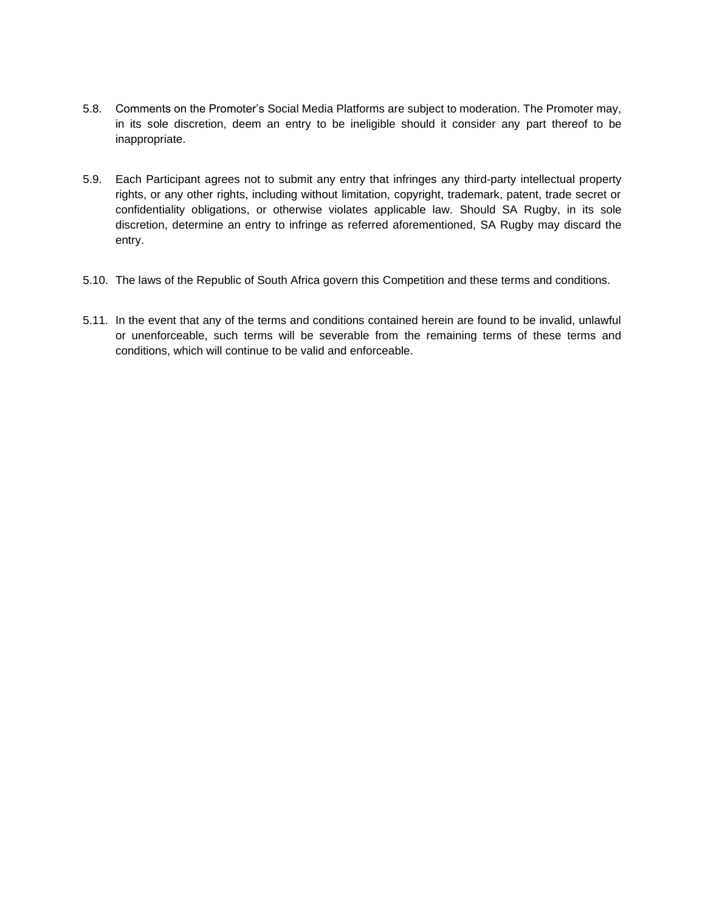5.8. Comments on the Promoter's Social Media Platforms are subject to moderation. The Promoter may, in its sole discretion, deem an entry to be ineligible should it consider any part thereof to be inappropriate.

5.9. Each Participant agrees not to submit any entry that infringes any third-party intellectual property rights, or any other rights, including without limitation, copyright, trademark, patent, trade secret or confidentiality obligations, or otherwise violates applicable law. Should SA Rugby, in its sole discretion, determine an entry to infringe as referred aforementioned, SA Rugby may discard the entry.

5.10. The laws of the Republic of South Africa govern this Competition and these terms and conditions.

5.11. In the event that any of the terms and conditions contained herein are found to be invalid, unlawful or unenforceable, such terms will be severable from the remaining terms of these terms and conditions, which will continue to be valid and enforceable.